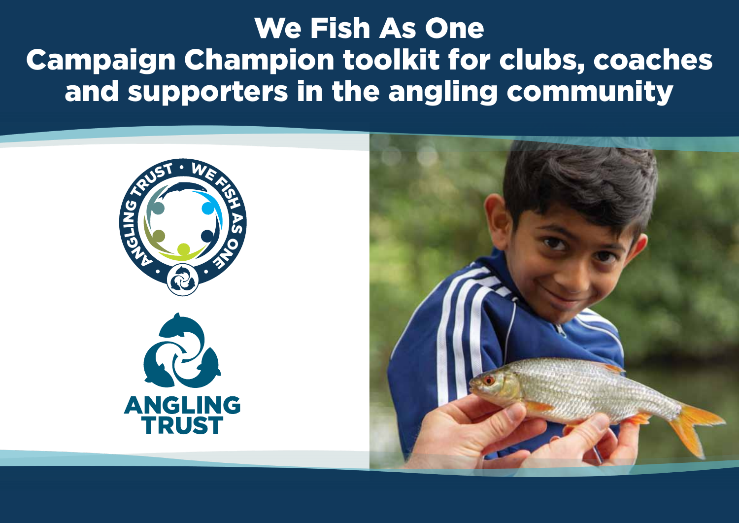# We Fish As One
# Campaign Champion toolkit for clubs, coaches and supporters in the angling community

ANGLING TRUST • WE FISH AS ONE •

ANGLING TRUST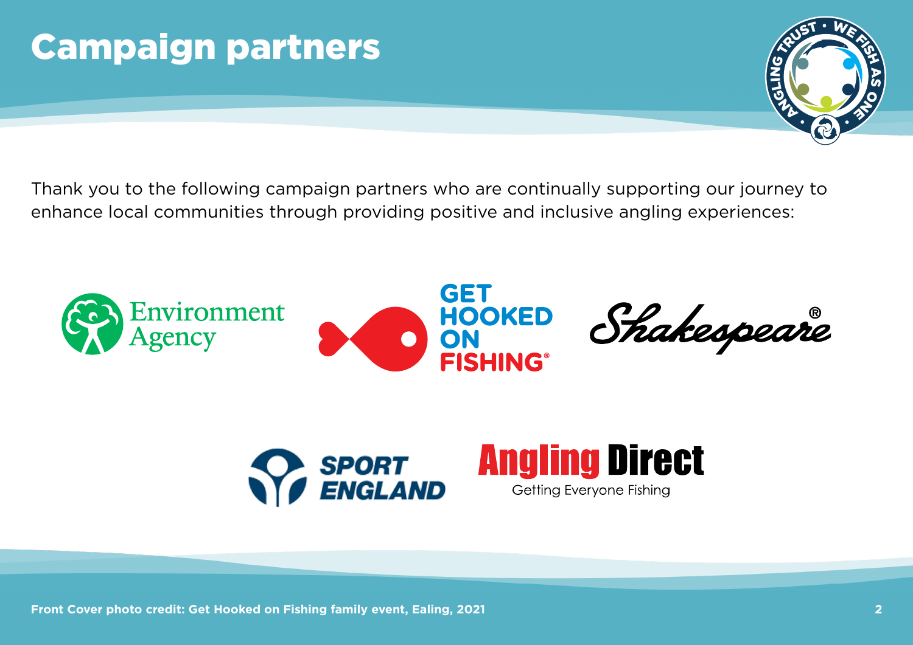# Campaign partners

Thank you to the following campaign partners who are continually supporting our journey to enhance local communities through providing positive and inclusive angling experiences:

Front Cover photo credit: Get Hooked on Fishing family event, Ealing, 2021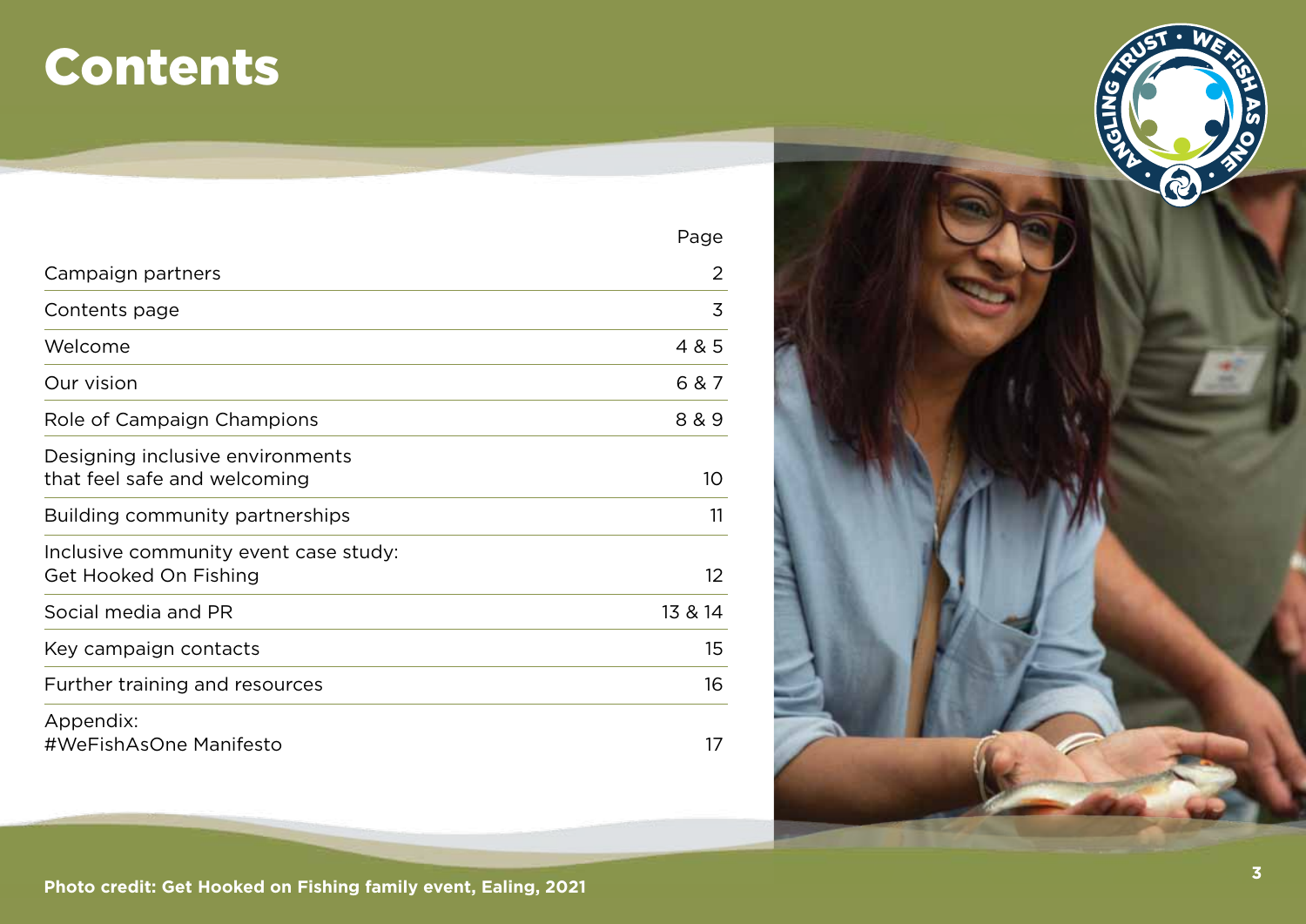# Contents

| | Page |
|---|---|
| Campaign partners | 2 |
| Contents page | 3 |
| Welcome | 4 & 5 |
| Our vision | 6 & 7 |
| Role of Campaign Champions | 8 & 9 |
| Designing inclusive environments that feel safe and welcoming | 10 |
| Building community partnerships | 11 |
| Inclusive community event case study: Get Hooked On Fishing | 12 |
| Social media and PR | 13 & 14 |
| Key campaign contacts | 15 |
| Further training and resources | 16 |
| Appendix: #WeFishAsOne Manifesto | 17 |

**Photo credit: Get Hooked on Fishing family event, Ealing, 2021**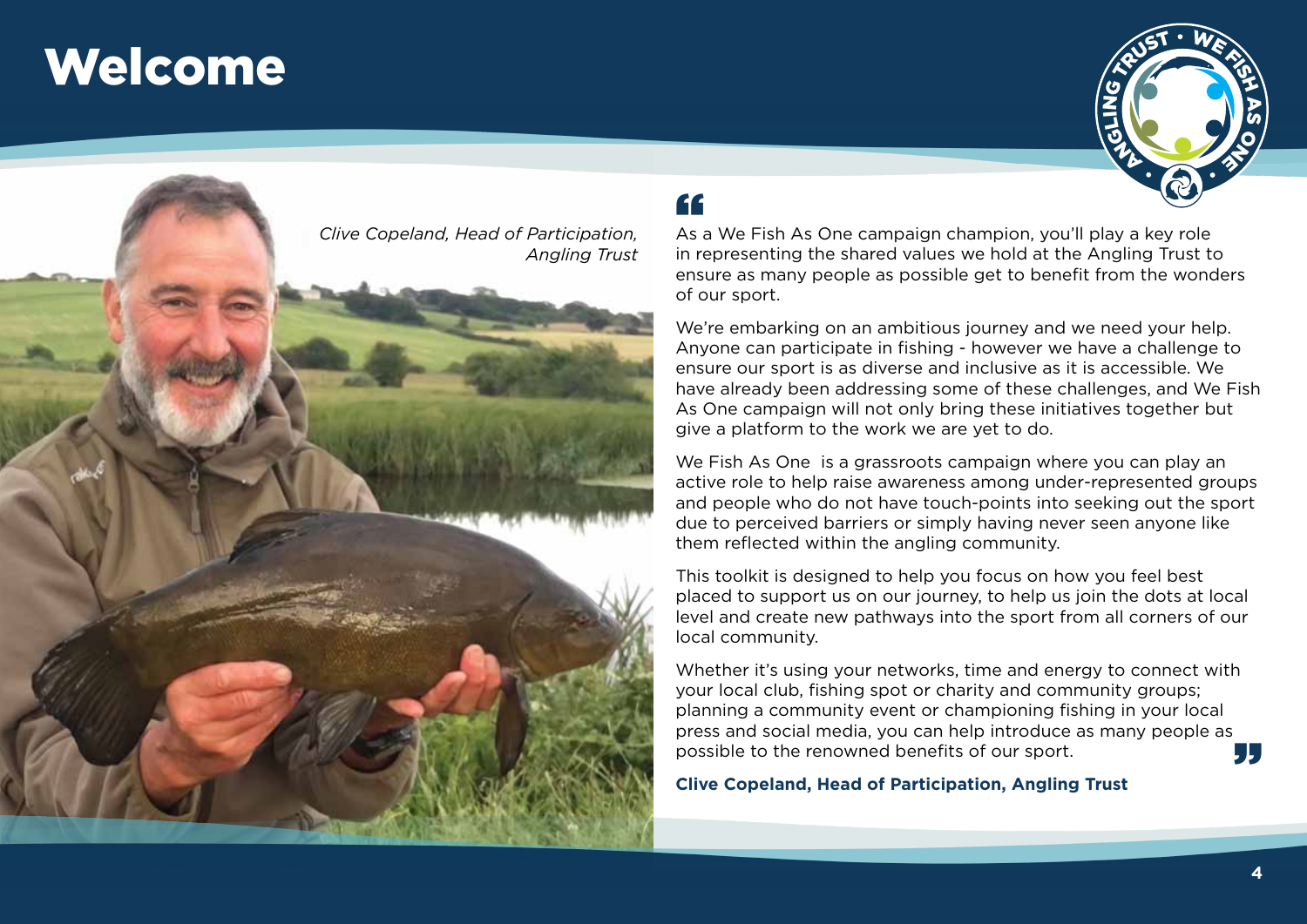# Welcome

*Clive Copeland, Head of Participation, Angling Trust*

"

As a We Fish As One campaign champion, you'll play a key role in representing the shared values we hold at the Angling Trust to ensure as many people as possible get to benefit from the wonders of our sport.

We're embarking on an ambitious journey and we need your help. Anyone can participate in fishing - however we have a challenge to ensure our sport is as diverse and inclusive as it is accessible. We have already been addressing some of these challenges, and We Fish As One campaign will not only bring these initiatives together but give a platform to the work we are yet to do.

We Fish As One  is a grassroots campaign where you can play an active role to help raise awareness among under-represented groups and people who do not have touch-points into seeking out the sport due to perceived barriers or simply having never seen anyone like them reflected within the angling community.

This toolkit is designed to help you focus on how you feel best placed to support us on our journey, to help us join the dots at local level and create new pathways into the sport from all corners of our local community.

Whether it's using your networks, time and energy to connect with your local club, fishing spot or charity and community groups; planning a community event or championing fishing in your local press and social media, you can help introduce as many people as possible to the renowned benefits of our sport. "

**Clive Copeland, Head of Participation, Angling Trust**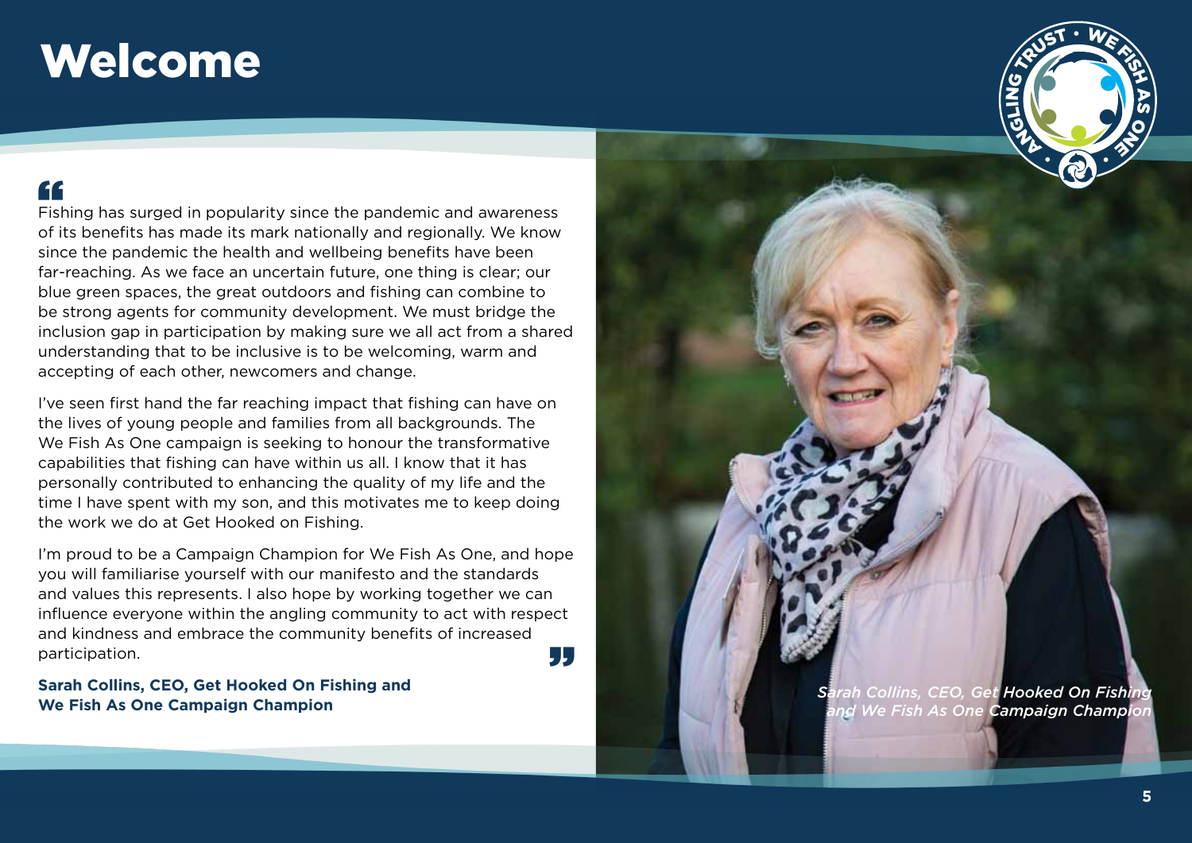# Welcome

"Fishing has surged in popularity since the pandemic and awareness of its benefits has made its mark nationally and regionally. We know since the pandemic the health and wellbeing benefits have been far-reaching. As we face an uncertain future, one thing is clear; our blue green spaces, the great outdoors and fishing can combine to be strong agents for community development. We must bridge the inclusion gap in participation by making sure we all act from a shared understanding that to be inclusive is to be welcoming, warm and accepting of each other, newcomers and change.

I've seen first hand the far reaching impact that fishing can have on the lives of young people and families from all backgrounds. The We Fish As One campaign is seeking to honour the transformative capabilities that fishing can have within us all. I know that it has personally contributed to enhancing the quality of my life and the time I have spent with my son, and this motivates me to keep doing the work we do at Get Hooked on Fishing.

I'm proud to be a Campaign Champion for We Fish As One, and hope you will familiarise yourself with our manifesto and the standards and values this represents. I also hope by working together we can influence everyone within the angling community to act with respect and kindness and embrace the community benefits of increased participation."

**Sarah Collins, CEO, Get Hooked On Fishing and We Fish As One Campaign Champion**

*Sarah Collins, CEO, Get Hooked On Fishing and We Fish As One Campaign Champion*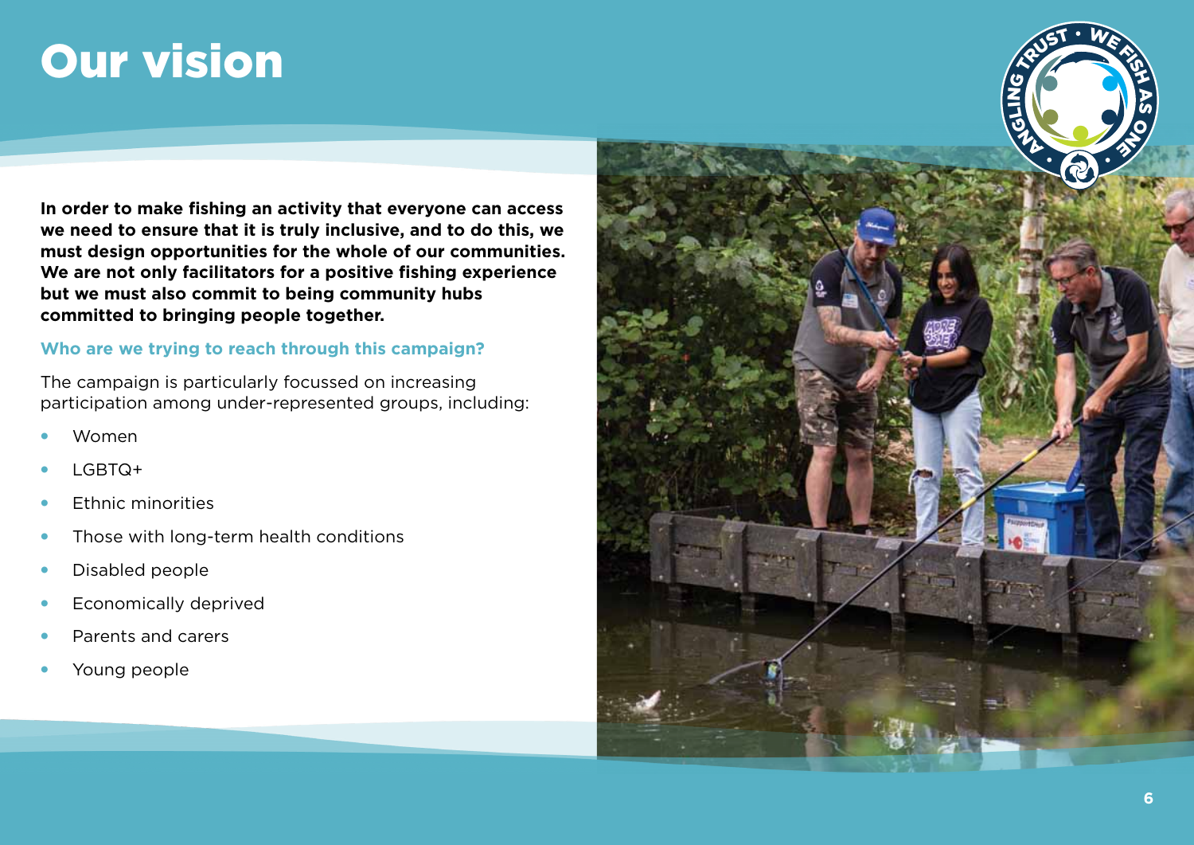# Our vision

**In order to make fishing an activity that everyone can access we need to ensure that it is truly inclusive, and to do this, we must design opportunities for the whole of our communities. We are not only facilitators for a positive fishing experience but we must also commit to being community hubs committed to bringing people together.**

### Who are we trying to reach through this campaign?

The campaign is particularly focussed on increasing participation among under-represented groups, including:

- Women
- LGBTQ+
- Ethnic minorities
- Those with long-term health conditions
- Disabled people
- Economically deprived
- Parents and carers
- Young people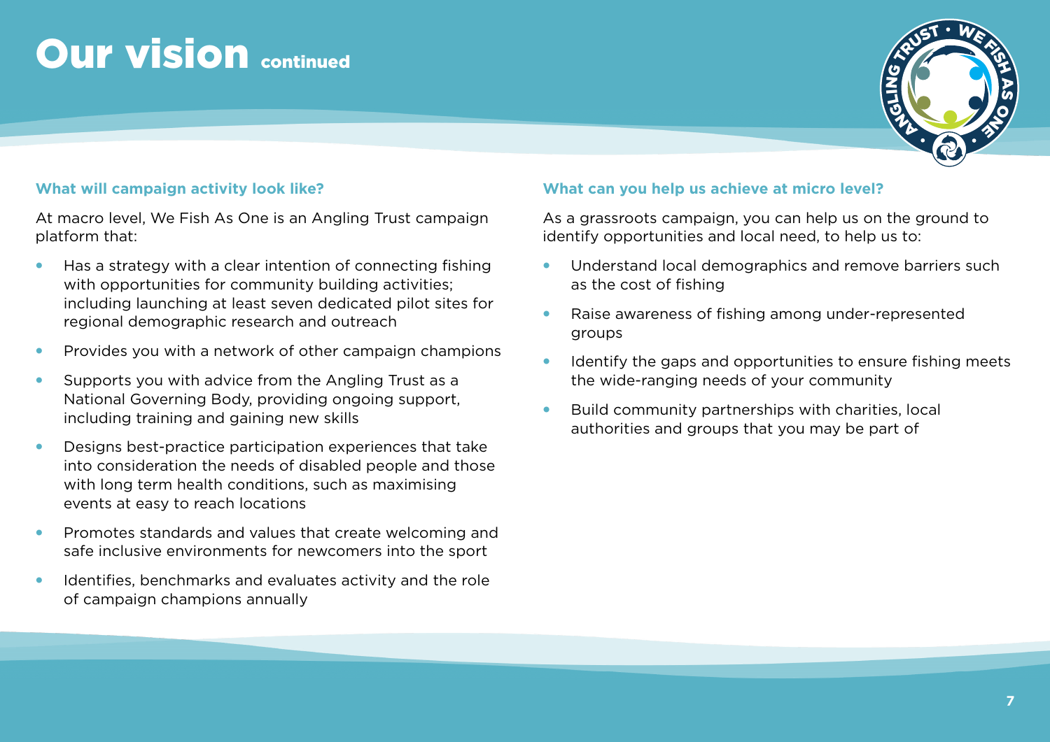# Our vision continued

### What will campaign activity look like?

At macro level, We Fish As One is an Angling Trust campaign platform that:

- Has a strategy with a clear intention of connecting fishing with opportunities for community building activities; including launching at least seven dedicated pilot sites for regional demographic research and outreach
- Provides you with a network of other campaign champions
- Supports you with advice from the Angling Trust as a National Governing Body, providing ongoing support, including training and gaining new skills
- Designs best-practice participation experiences that take into consideration the needs of disabled people and those with long term health conditions, such as maximising events at easy to reach locations
- Promotes standards and values that create welcoming and safe inclusive environments for newcomers into the sport
- Identifies, benchmarks and evaluates activity and the role of campaign champions annually

### What can you help us achieve at micro level?

As a grassroots campaign, you can help us on the ground to identify opportunities and local need, to help us to:

- Understand local demographics and remove barriers such as the cost of fishing
- Raise awareness of fishing among under-represented groups
- Identify the gaps and opportunities to ensure fishing meets the wide-ranging needs of your community
- Build community partnerships with charities, local authorities and groups that you may be part of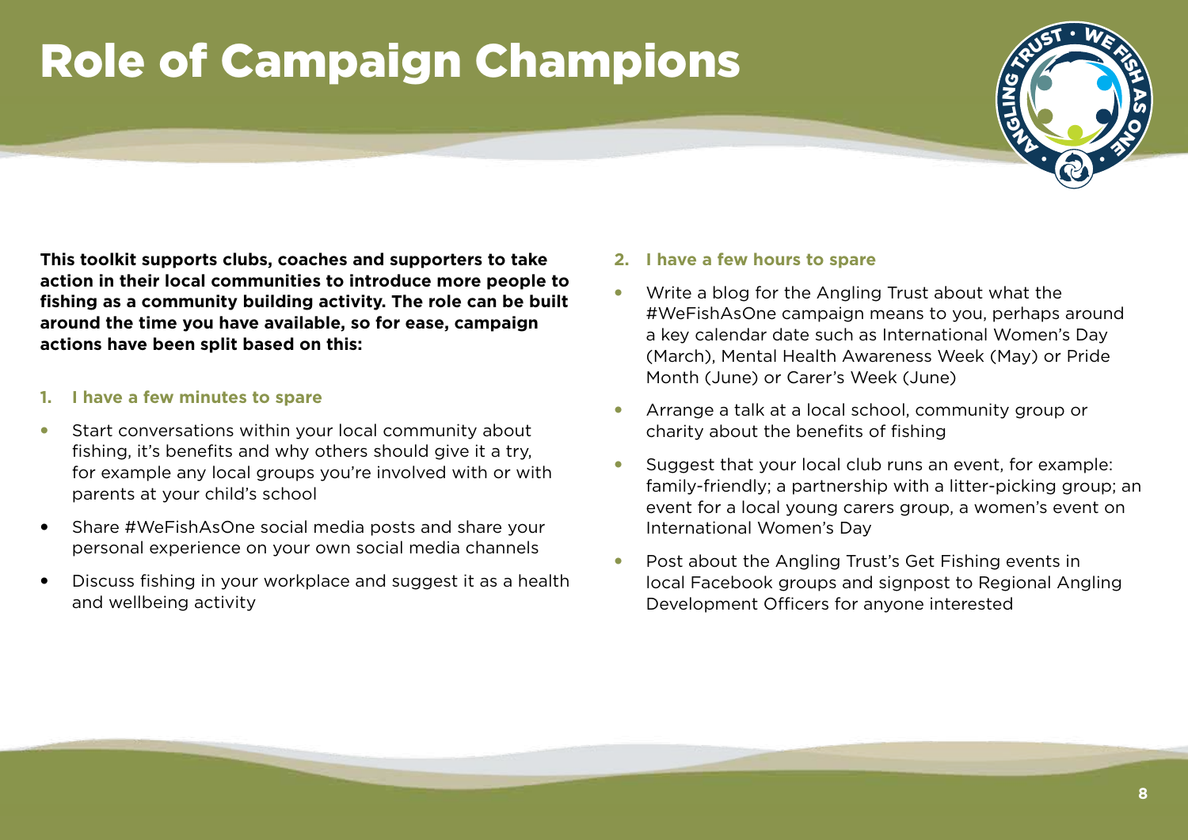# Role of Campaign Champions

**This toolkit supports clubs, coaches and supporters to take action in their local communities to introduce more people to fishing as a community building activity. The role can be built around the time you have available, so for ease, campaign actions have been split based on this:**

1. **I have a few minutes to spare**

- Start conversations within your local community about fishing, it's benefits and why others should give it a try, for example any local groups you're involved with or with parents at your child's school
- Share #WeFishAsOne social media posts and share your personal experience on your own social media channels
- Discuss fishing in your workplace and suggest it as a health and wellbeing activity

2. **I have a few hours to spare**

- Write a blog for the Angling Trust about what the #WeFishAsOne campaign means to you, perhaps around a key calendar date such as International Women's Day (March), Mental Health Awareness Week (May) or Pride Month (June) or Carer's Week (June)
- Arrange a talk at a local school, community group or charity about the benefits of fishing
- Suggest that your local club runs an event, for example: family-friendly; a partnership with a litter-picking group; an event for a local young carers group, a women's event on International Women's Day
- Post about the Angling Trust's Get Fishing events in local Facebook groups and signpost to Regional Angling Development Officers for anyone interested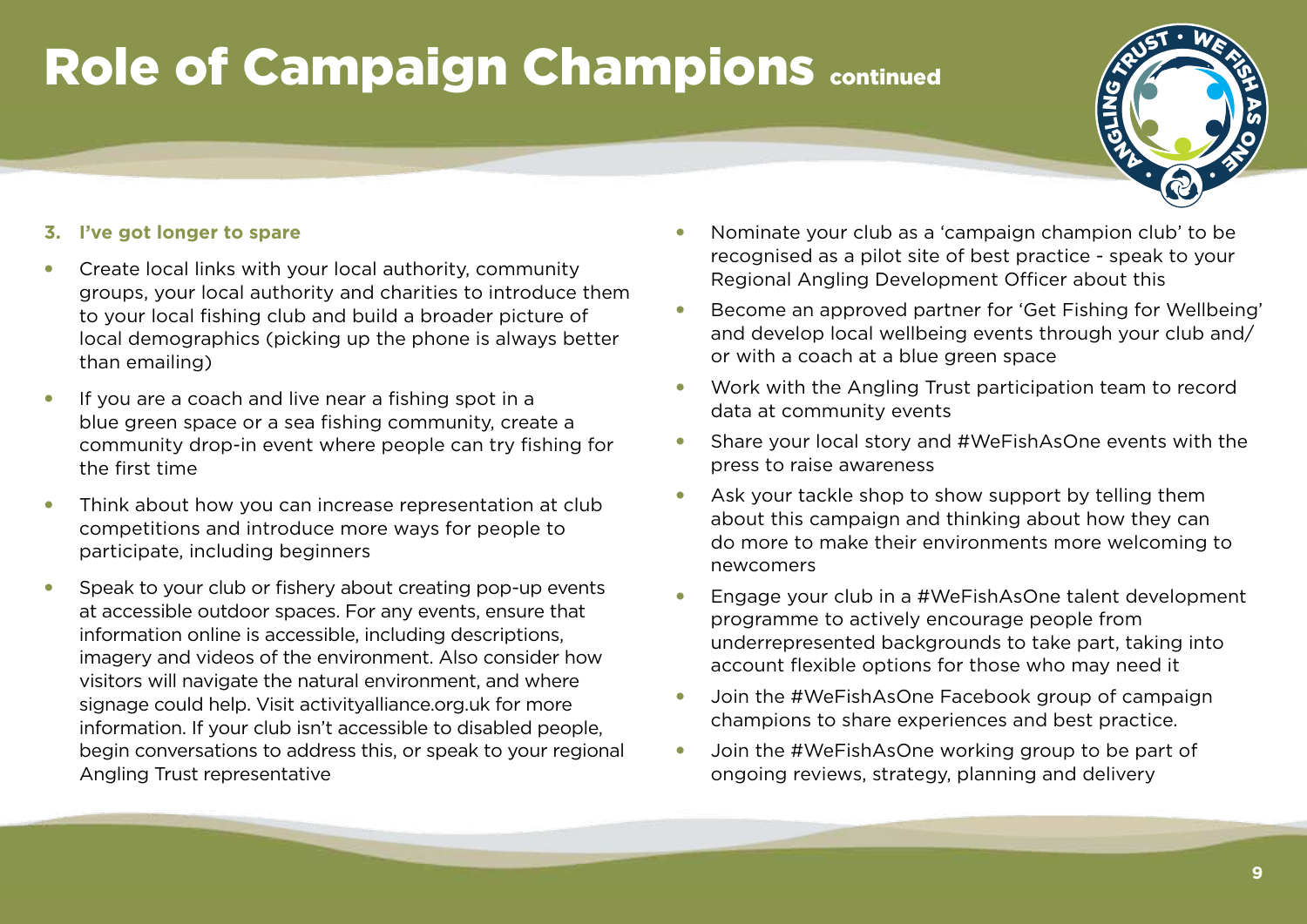# Role of Campaign Champions continued

**3. I've got longer to spare**

- Create local links with your local authority, community groups, your local authority and charities to introduce them to your local fishing club and build a broader picture of local demographics (picking up the phone is always better than emailing)
- If you are a coach and live near a fishing spot in a blue green space or a sea fishing community, create a community drop-in event where people can try fishing for the first time
- Think about how you can increase representation at club competitions and introduce more ways for people to participate, including beginners
- Speak to your club or fishery about creating pop-up events at accessible outdoor spaces. For any events, ensure that information online is accessible, including descriptions, imagery and videos of the environment. Also consider how visitors will navigate the natural environment, and where signage could help. Visit activityalliance.org.uk for more information. If your club isn't accessible to disabled people, begin conversations to address this, or speak to your regional Angling Trust representative
- Nominate your club as a 'campaign champion club' to be recognised as a pilot site of best practice - speak to your Regional Angling Development Officer about this
- Become an approved partner for 'Get Fishing for Wellbeing' and develop local wellbeing events through your club and/ or with a coach at a blue green space
- Work with the Angling Trust participation team to record data at community events
- Share your local story and #WeFishAsOne events with the press to raise awareness
- Ask your tackle shop to show support by telling them about this campaign and thinking about how they can do more to make their environments more welcoming to newcomers
- Engage your club in a #WeFishAsOne talent development programme to actively encourage people from underrepresented backgrounds to take part, taking into account flexible options for those who may need it
- Join the #WeFishAsOne Facebook group of campaign champions to share experiences and best practice.
- Join the #WeFishAsOne working group to be part of ongoing reviews, strategy, planning and delivery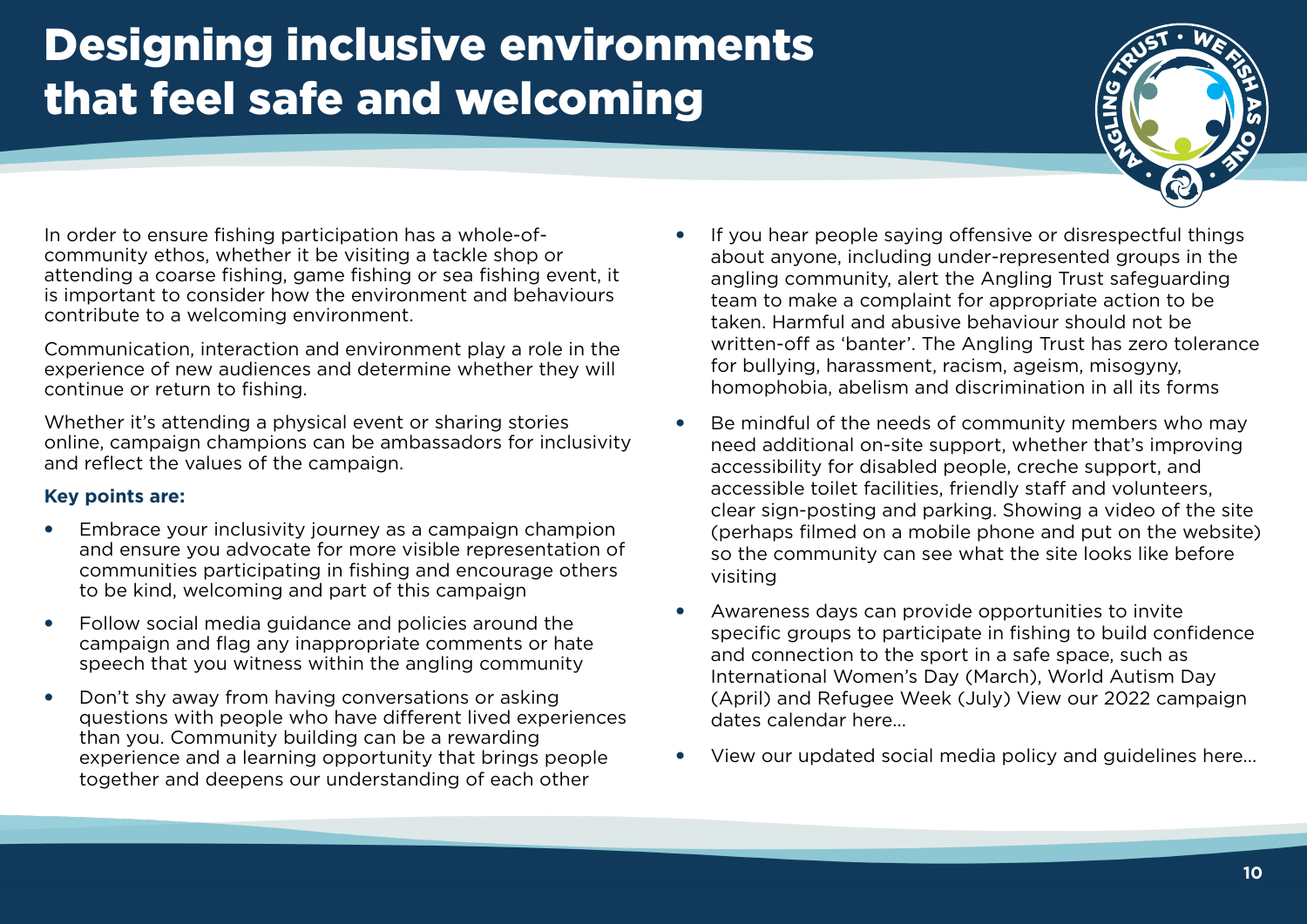# Designing inclusive environments that feel safe and welcoming

In order to ensure fishing participation has a whole-of-community ethos, whether it be visiting a tackle shop or attending a coarse fishing, game fishing or sea fishing event, it is important to consider how the environment and behaviours contribute to a welcoming environment.

Communication, interaction and environment play a role in the experience of new audiences and determine whether they will continue or return to fishing.

Whether it's attending a physical event or sharing stories online, campaign champions can be ambassadors for inclusivity and reflect the values of the campaign.

**Key points are:**

- Embrace your inclusivity journey as a campaign champion and ensure you advocate for more visible representation of communities participating in fishing and encourage others to be kind, welcoming and part of this campaign
- Follow social media guidance and policies around the campaign and flag any inappropriate comments or hate speech that you witness within the angling community
- Don't shy away from having conversations or asking questions with people who have different lived experiences than you. Community building can be a rewarding experience and a learning opportunity that brings people together and deepens our understanding of each other
- If you hear people saying offensive or disrespectful things about anyone, including under-represented groups in the angling community, alert the Angling Trust safeguarding team to make a complaint for appropriate action to be taken. Harmful and abusive behaviour should not be written-off as 'banter'. The Angling Trust has zero tolerance for bullying, harassment, racism, ageism, misogyny, homophobia, abelism and discrimination in all its forms
- Be mindful of the needs of community members who may need additional on-site support, whether that's improving accessibility for disabled people, creche support, and accessible toilet facilities, friendly staff and volunteers, clear sign-posting and parking. Showing a video of the site (perhaps filmed on a mobile phone and put on the website) so the community can see what the site looks like before visiting
- Awareness days can provide opportunities to invite specific groups to participate in fishing to build confidence and connection to the sport in a safe space, such as International Women's Day (March), World Autism Day (April) and Refugee Week (July) View our 2022 campaign dates calendar here...
- View our updated social media policy and guidelines here...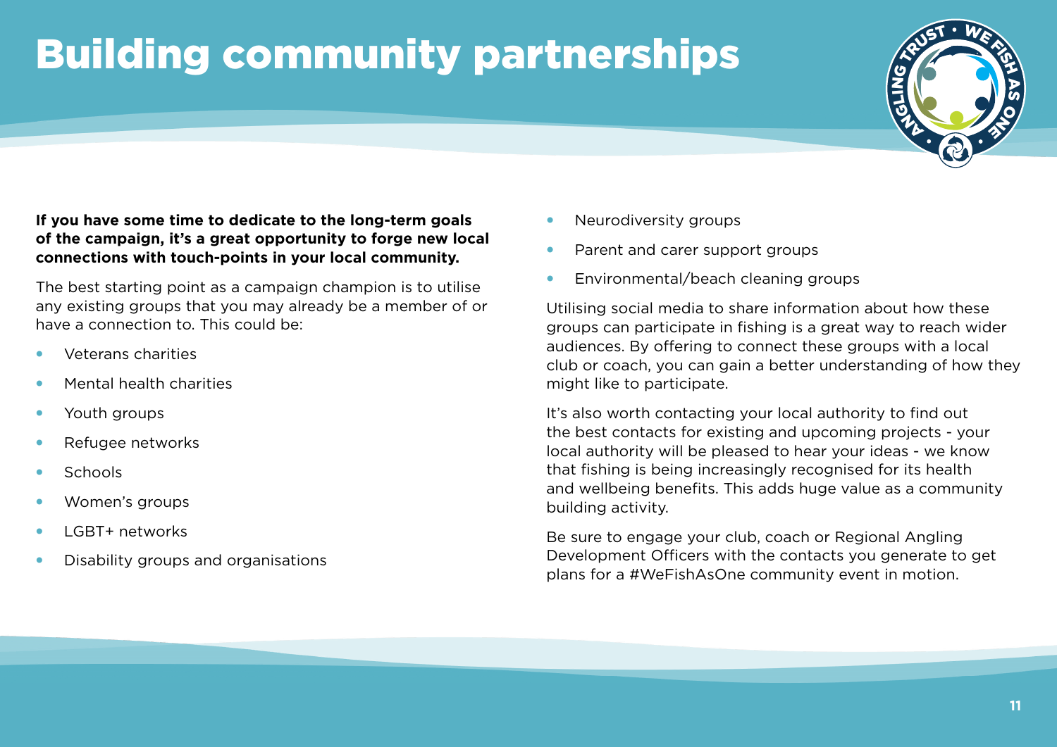# Building community partnerships

**If you have some time to dedicate to the long-term goals of the campaign, it's a great opportunity to forge new local connections with touch-points in your local community.**

The best starting point as a campaign champion is to utilise any existing groups that you may already be a member of or have a connection to. This could be:

- Veterans charities
- Mental health charities
- Youth groups
- Refugee networks
- Schools
- Women's groups
- LGBT+ networks
- Disability groups and organisations
- Neurodiversity groups
- Parent and carer support groups
- Environmental/beach cleaning groups

Utilising social media to share information about how these groups can participate in fishing is a great way to reach wider audiences. By offering to connect these groups with a local club or coach, you can gain a better understanding of how they might like to participate.

It's also worth contacting your local authority to find out the best contacts for existing and upcoming projects - your local authority will be pleased to hear your ideas - we know that fishing is being increasingly recognised for its health and wellbeing benefits. This adds huge value as a community building activity.

Be sure to engage your club, coach or Regional Angling Development Officers with the contacts you generate to get plans for a #WeFishAsOne community event in motion.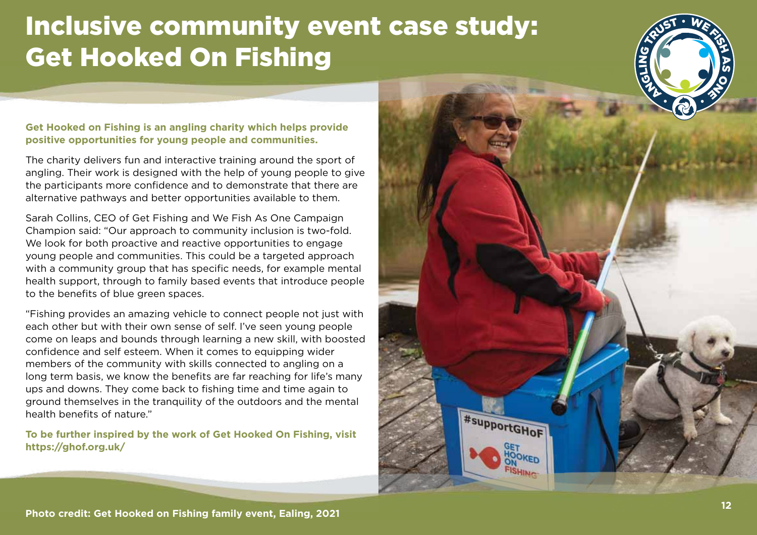# Inclusive community event case study: Get Hooked On Fishing

**Get Hooked on Fishing is an angling charity which helps provide positive opportunities for young people and communities.**

The charity delivers fun and interactive training around the sport of angling. Their work is designed with the help of young people to give the participants more confidence and to demonstrate that there are alternative pathways and better opportunities available to them.

Sarah Collins, CEO of Get Fishing and We Fish As One Campaign Champion said: "Our approach to community inclusion is two-fold. We look for both proactive and reactive opportunities to engage young people and communities. This could be a targeted approach with a community group that has specific needs, for example mental health support, through to family based events that introduce people to the benefits of blue green spaces.

"Fishing provides an amazing vehicle to connect people not just with each other but with their own sense of self. I've seen young people come on leaps and bounds through learning a new skill, with boosted confidence and self esteem. When it comes to equipping wider members of the community with skills connected to angling on a long term basis, we know the benefits are far reaching for life's many ups and downs. They come back to fishing time and time again to ground themselves in the tranquility of the outdoors and the mental health benefits of nature."

**To be further inspired by the work of Get Hooked On Fishing, visit https://ghof.org.uk/**

**Photo credit: Get Hooked on Fishing family event, Ealing, 2021**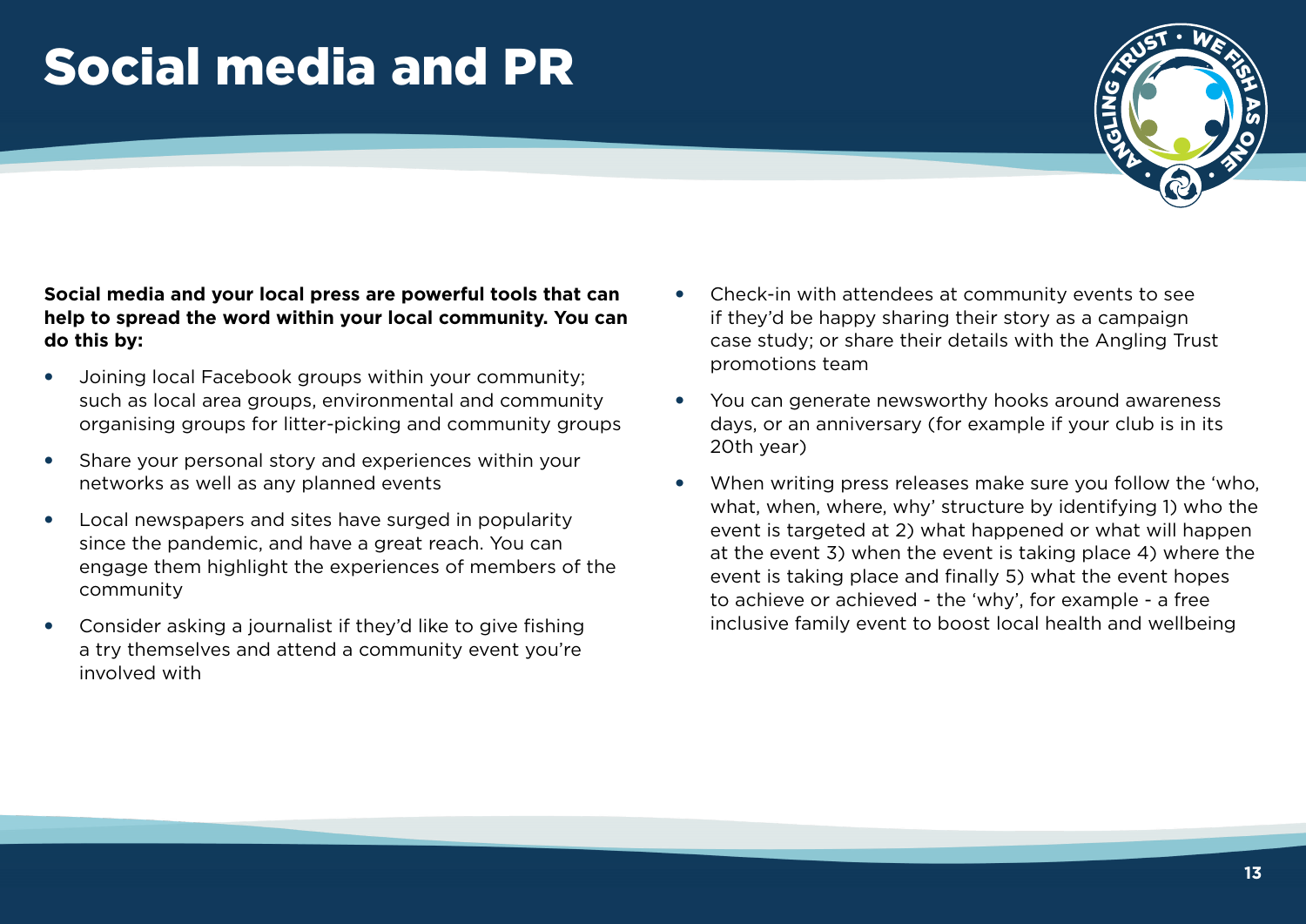# Social media and PR

**Social media and your local press are powerful tools that can help to spread the word within your local community. You can do this by:**

- Joining local Facebook groups within your community; such as local area groups, environmental and community organising groups for litter-picking and community groups
- Share your personal story and experiences within your networks as well as any planned events
- Local newspapers and sites have surged in popularity since the pandemic, and have a great reach. You can engage them highlight the experiences of members of the community
- Consider asking a journalist if they'd like to give fishing a try themselves and attend a community event you're involved with
- Check-in with attendees at community events to see if they'd be happy sharing their story as a campaign case study; or share their details with the Angling Trust promotions team
- You can generate newsworthy hooks around awareness days, or an anniversary (for example if your club is in its 20th year)
- When writing press releases make sure you follow the 'who, what, when, where, why' structure by identifying 1) who the event is targeted at 2) what happened or what will happen at the event 3) when the event is taking place 4) where the event is taking place and finally 5) what the event hopes to achieve or achieved - the 'why', for example - a free inclusive family event to boost local health and wellbeing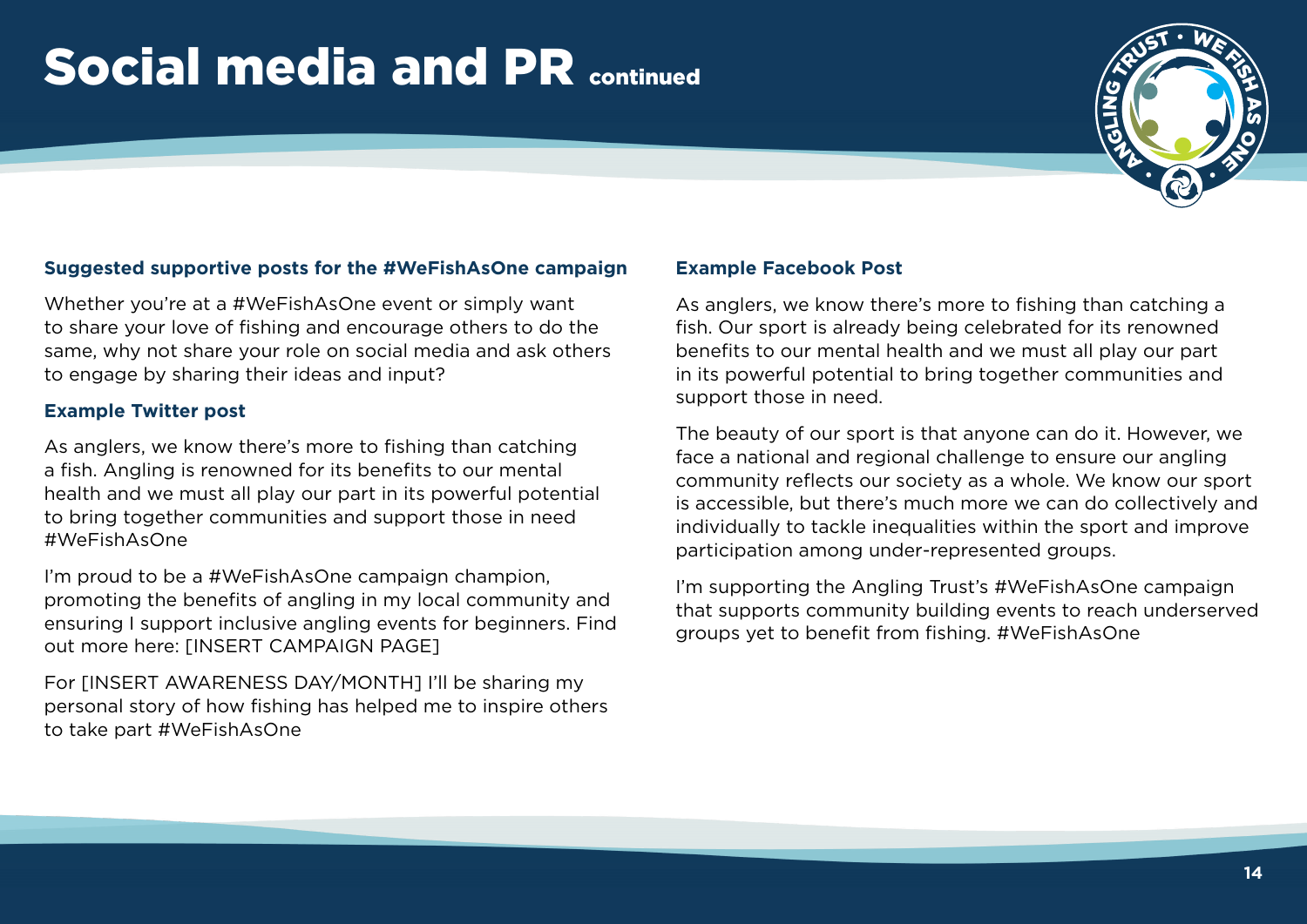# Social media and PR continued

### Suggested supportive posts for the #WeFishAsOne campaign

Whether you're at a #WeFishAsOne event or simply want to share your love of fishing and encourage others to do the same, why not share your role on social media and ask others to engage by sharing their ideas and input?

### Example Twitter post

As anglers, we know there's more to fishing than catching a fish. Angling is renowned for its benefits to our mental health and we must all play our part in its powerful potential to bring together communities and support those in need #WeFishAsOne

I'm proud to be a #WeFishAsOne campaign champion, promoting the benefits of angling in my local community and ensuring I support inclusive angling events for beginners. Find out more here: [INSERT CAMPAIGN PAGE]

For [INSERT AWARENESS DAY/MONTH] I'll be sharing my personal story of how fishing has helped me to inspire others to take part #WeFishAsOne

### Example Facebook Post

As anglers, we know there's more to fishing than catching a fish. Our sport is already being celebrated for its renowned benefits to our mental health and we must all play our part in its powerful potential to bring together communities and support those in need.

The beauty of our sport is that anyone can do it. However, we face a national and regional challenge to ensure our angling community reflects our society as a whole. We know our sport is accessible, but there's much more we can do collectively and individually to tackle inequalities within the sport and improve participation among under-represented groups.

I'm supporting the Angling Trust's #WeFishAsOne campaign that supports community building events to reach underserved groups yet to benefit from fishing. #WeFishAsOne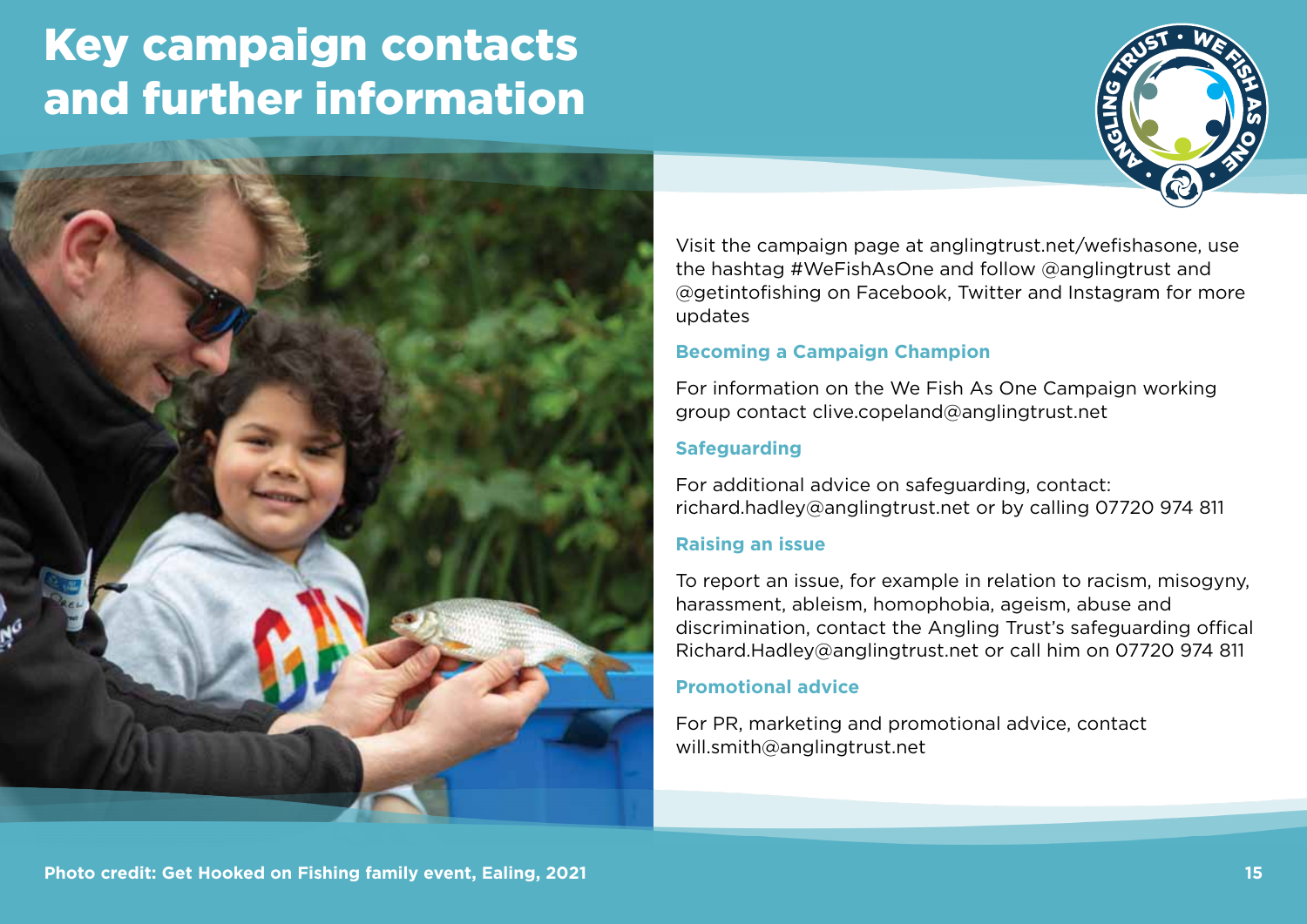# Key campaign contacts and further information

Visit the campaign page at anglingtrust.net/wefishasone, use the hashtag #WeFishAsOne and follow @anglingtrust and @getintofishing on Facebook, Twitter and Instagram for more updates

### Becoming a Campaign Champion

For information on the We Fish As One Campaign working group contact clive.copeland@anglingtrust.net

### Safeguarding

For additional advice on safeguarding, contact: richard.hadley@anglingtrust.net or by calling 07720 974 811

### Raising an issue

To report an issue, for example in relation to racism, misogyny, harassment, ableism, homophobia, ageism, abuse and discrimination, contact the Angling Trust's safeguarding offical Richard.Hadley@anglingtrust.net or call him on 07720 974 811

### Promotional advice

For PR, marketing and promotional advice, contact will.smith@anglingtrust.net

**Photo credit: Get Hooked on Fishing family event, Ealing, 2021**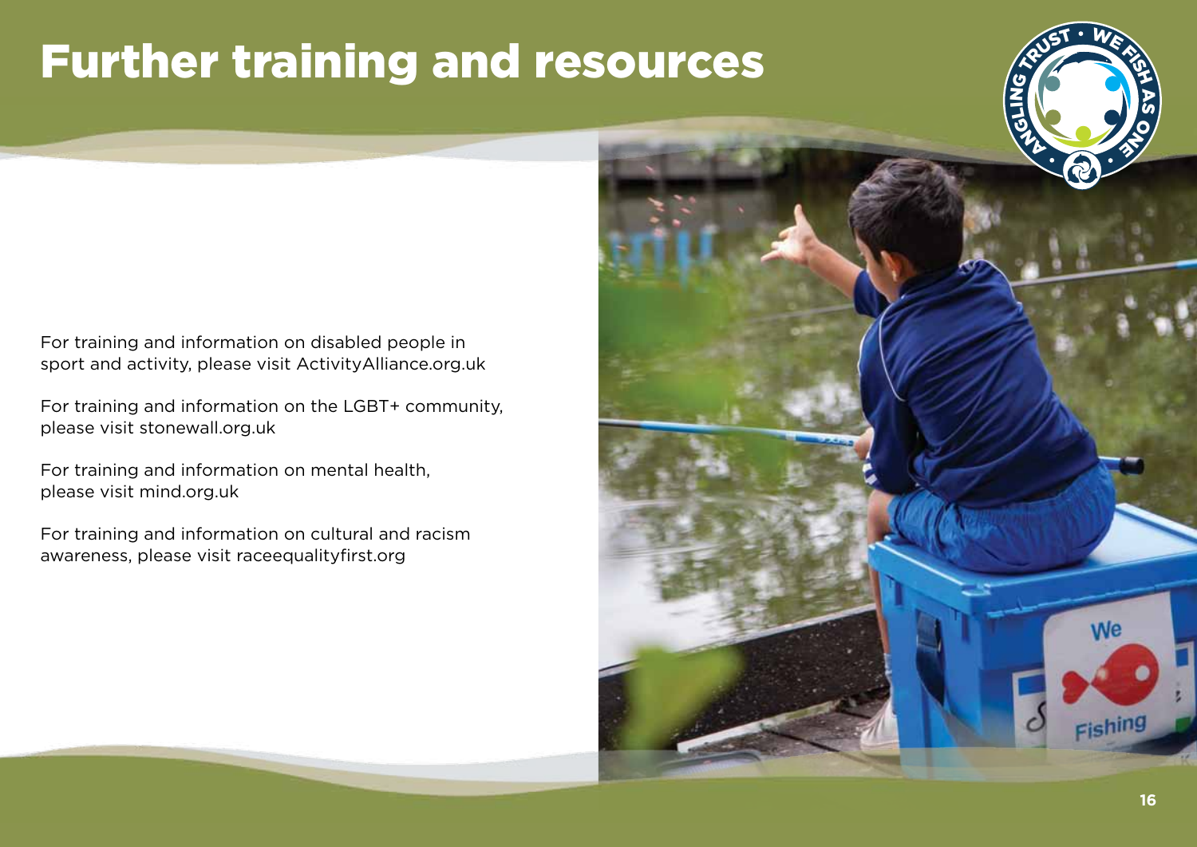# Further training and resources

For training and information on disabled people in sport and activity, please visit ActivityAlliance.org.uk

For training and information on the LGBT+ community, please visit stonewall.org.uk

For training and information on mental health, please visit mind.org.uk

For training and information on cultural and racism awareness, please visit raceequalityfirst.org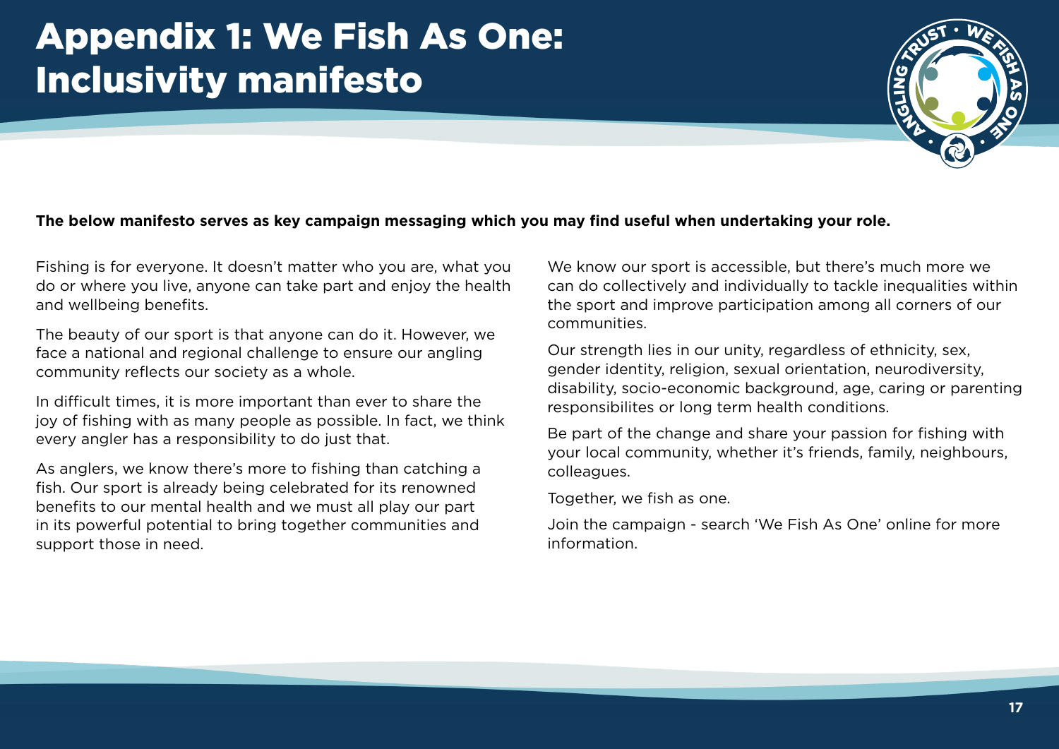# Appendix 1: We Fish As One: Inclusivity manifesto

**The below manifesto serves as key campaign messaging which you may find useful when undertaking your role.**

Fishing is for everyone. It doesn't matter who you are, what you do or where you live, anyone can take part and enjoy the health and wellbeing benefits.

The beauty of our sport is that anyone can do it. However, we face a national and regional challenge to ensure our angling community reflects our society as a whole.

In difficult times, it is more important than ever to share the joy of fishing with as many people as possible. In fact, we think every angler has a responsibility to do just that.

As anglers, we know there's more to fishing than catching a fish. Our sport is already being celebrated for its renowned benefits to our mental health and we must all play our part in its powerful potential to bring together communities and support those in need.

We know our sport is accessible, but there's much more we can do collectively and individually to tackle inequalities within the sport and improve participation among all corners of our communities.

Our strength lies in our unity, regardless of ethnicity, sex, gender identity, religion, sexual orientation, neurodiversity, disability, socio-economic background, age, caring or parenting responsibilites or long term health conditions.

Be part of the change and share your passion for fishing with your local community, whether it's friends, family, neighbours, colleagues.

Together, we fish as one.

Join the campaign - search 'We Fish As One' online for more information.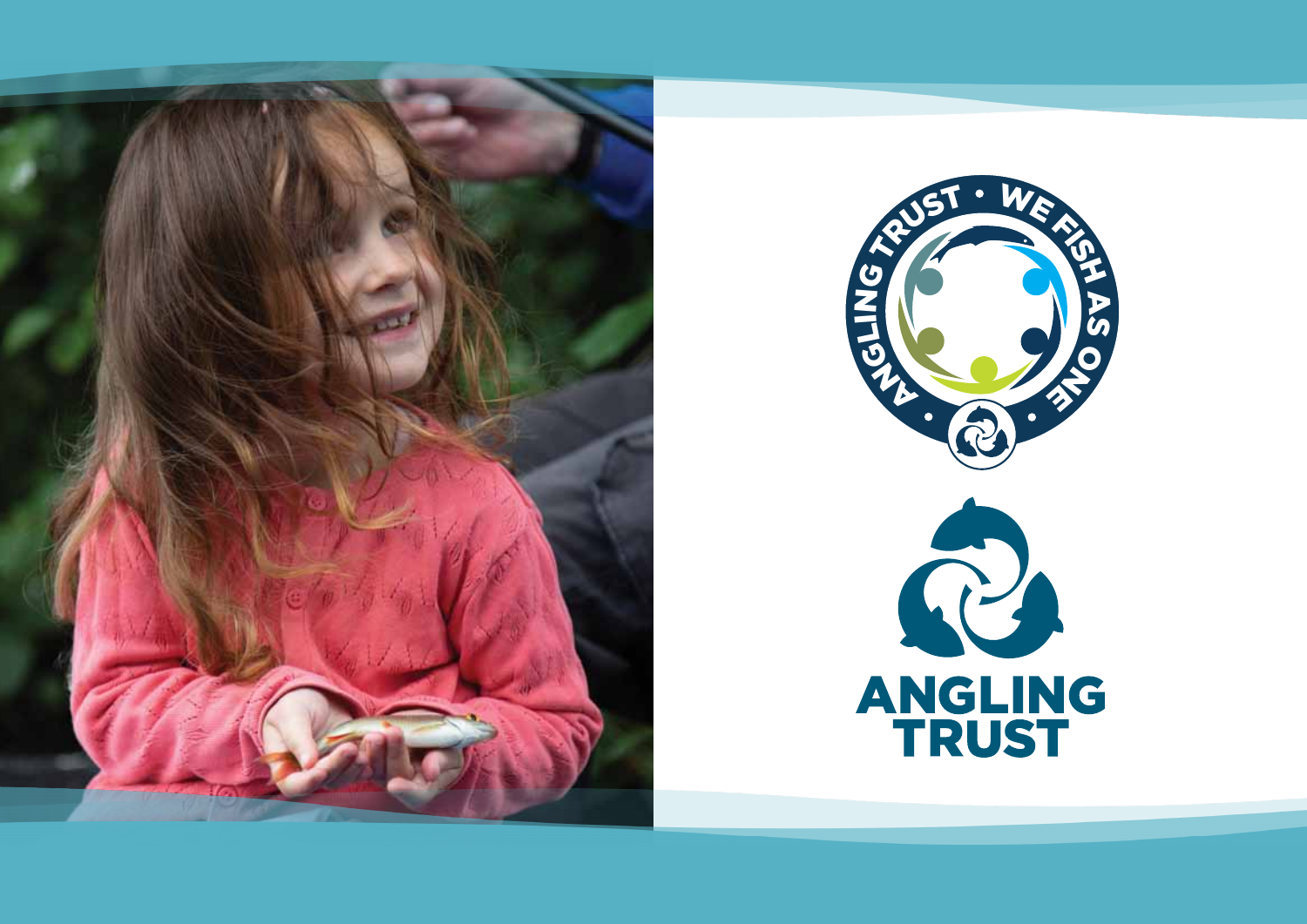ANGLING TRUST • WE FISH AS ONE

ANGLING TRUST